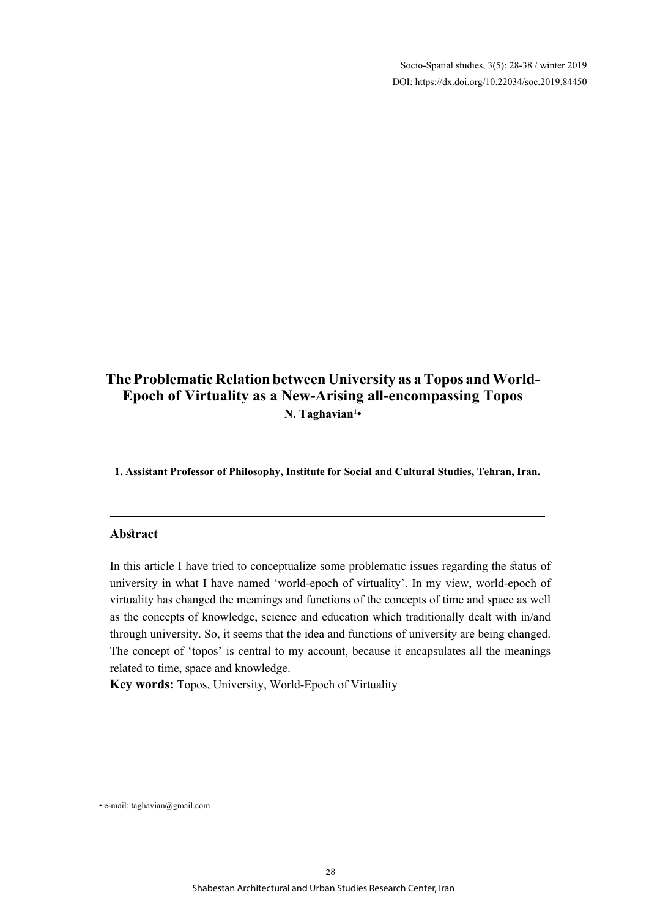# The Problematic Relation between University as a Topos and World-Epoch of Virtuality as a New-Arising all-encompassing Topos

**N. Taghavian[1]•**

**1. Assistant Professor of Philosophy, Institute for Social and Cultural Studies, Tehran, Iran.**

---

## Abstract

In this article I have tried to conceptualize some problematic issues regarding the status of university in what I have named 'world-epoch of virtuality'. In my view, world-epoch of virtuality has changed the meanings and functions of the concepts of time and space as well as the concepts of knowledge, science and education which traditionally dealt with in/and through university. So, it seems that the idea and functions of university are being changed. The concept of 'topos' is central to my account, because it encapsulates all the meanings related to time, space and knowledge.

**Key words:** Topos, University, World-Epoch of Virtuality

• e-mail: taghavian@gmail.com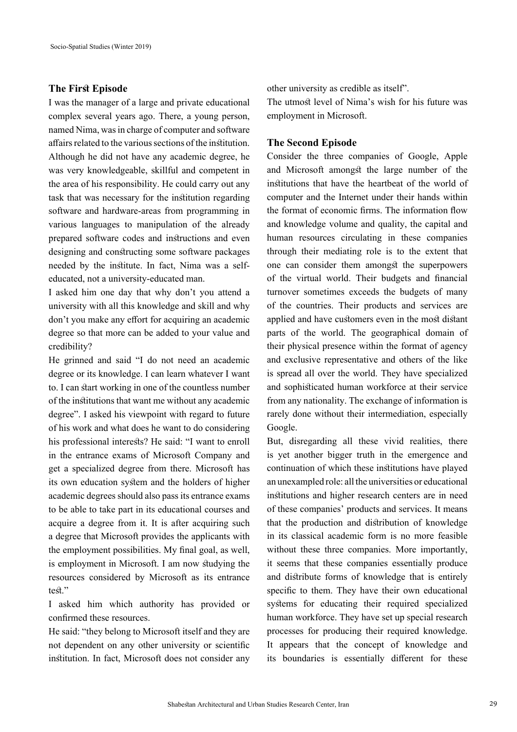### The First Episode

I was the manager of a large and private educational complex several years ago. There, a young person, named Nima, was in charge of computer and software affairs related to the various sections of the institution. Although he did not have any academic degree, he was very knowledgeable, skillful and competent in the area of his responsibility. He could carry out any task that was necessary for the institution regarding software and hardware-areas from programming in various languages to manipulation of the already prepared software codes and instructions and even designing and constructing some software packages needed by the institute. In fact, Nima was a self-educated, not a university-educated man.

I asked him one day that why don't you attend a university with all this knowledge and skill and why don't you make any effort for acquiring an academic degree so that more can be added to your value and credibility?

He grinned and said "I do not need an academic degree or its knowledge. I can learn whatever I want to. I can start working in one of the countless number of the institutions that want me without any academic degree". I asked his viewpoint with regard to future of his work and what does he want to do considering his professional interests? He said: "I want to enroll in the entrance exams of Microsoft Company and get a specialized degree from there. Microsoft has its own education system and the holders of higher academic degrees should also pass its entrance exams to be able to take part in its educational courses and acquire a degree from it. It is after acquiring such a degree that Microsoft provides the applicants with the employment possibilities. My final goal, as well, is employment in Microsoft. I am now studying the resources considered by Microsoft as its entrance test."

I asked him which authority has provided or confirmed these resources.

He said: "they belong to Microsoft itself and they are not dependent on any other university or scientific institution. In fact, Microsoft does not consider any other university as credible as itself".

The utmost level of Nima's wish for his future was employment in Microsoft.

### The Second Episode

Consider the three companies of Google, Apple and Microsoft amongst the large number of the institutions that have the heartbeat of the world of computer and the Internet under their hands within the format of economic firms. The information flow and knowledge volume and quality, the capital and human resources circulating in these companies through their mediating role is to the extent that one can consider them amongst the superpowers of the virtual world. Their budgets and financial turnover sometimes exceeds the budgets of many of the countries. Their products and services are applied and have customers even in the most distant parts of the world. The geographical domain of their physical presence within the format of agency and exclusive representative and others of the like is spread all over the world. They have specialized and sophisticated human workforce at their service from any nationality. The exchange of information is rarely done without their intermediation, especially Google.

But, disregarding all these vivid realities, there is yet another bigger truth in the emergence and continuation of which these institutions have played an unexampled role: all the universities or educational institutions and higher research centers are in need of these companies' products and services. It means that the production and distribution of knowledge in its classical academic form is no more feasible without these three companies. More importantly, it seems that these companies essentially produce and distribute forms of knowledge that is entirely specific to them. They have their own educational systems for educating their required specialized human workforce. They have set up special research processes for producing their required knowledge. It appears that the concept of knowledge and its boundaries is essentially different for these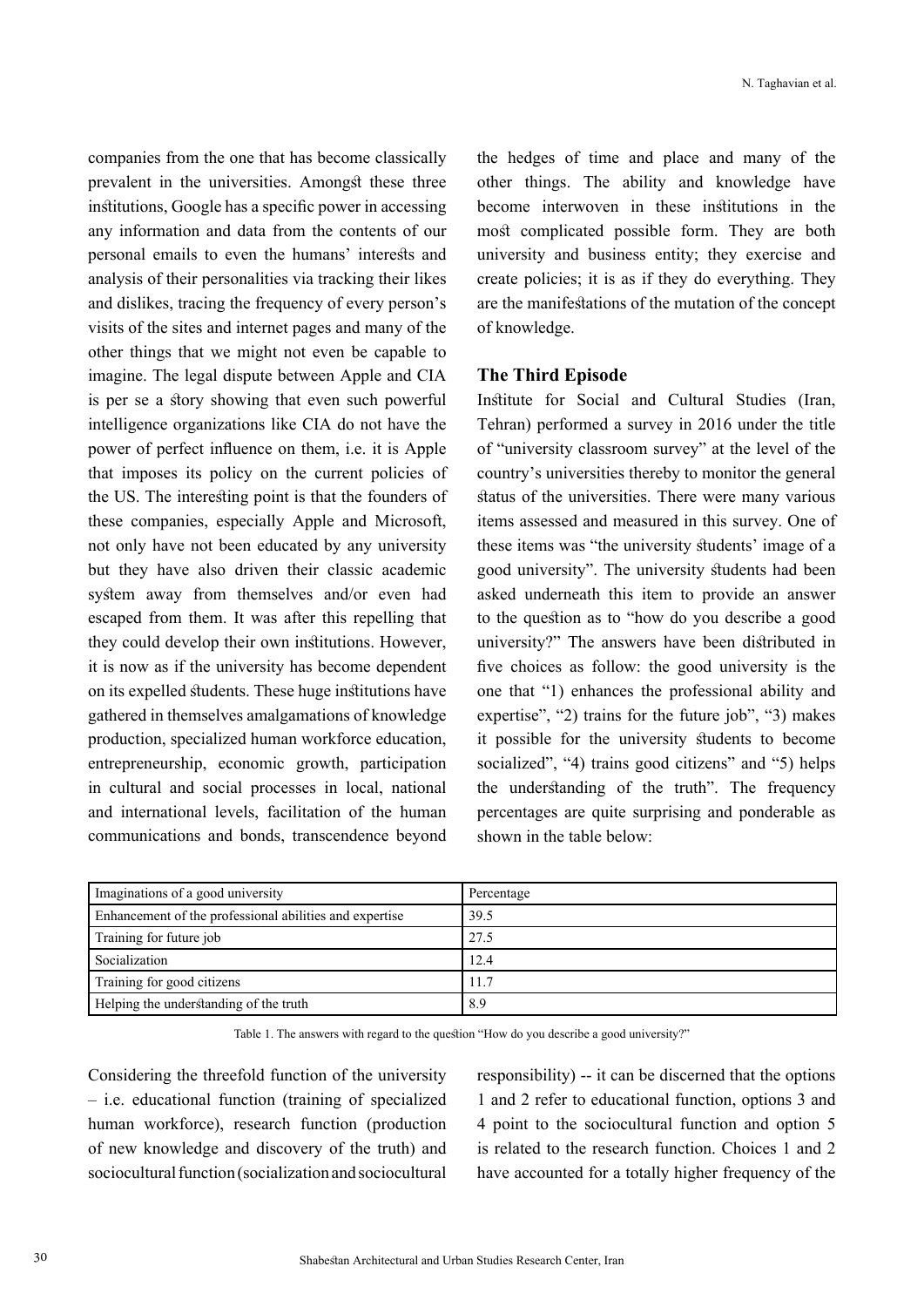companies from the one that has become classically prevalent in the universities. Amongst these three institutions, Google has a specific power in accessing any information and data from the contents of our personal emails to even the humans' interests and analysis of their personalities via tracking their likes and dislikes, tracing the frequency of every person's visits of the sites and internet pages and many of the other things that we might not even be capable to imagine. The legal dispute between Apple and CIA is per se a story showing that even such powerful intelligence organizations like CIA do not have the power of perfect influence on them, i.e. it is Apple that imposes its policy on the current policies of the US. The interesting point is that the founders of these companies, especially Apple and Microsoft, not only have not been educated by any university but they have also driven their classic academic system away from themselves and/or even had escaped from them. It was after this repelling that they could develop their own institutions. However, it is now as if the university has become dependent on its expelled students. These huge institutions have gathered in themselves amalgamations of knowledge production, specialized human workforce education, entrepreneurship, economic growth, participation in cultural and social processes in local, national and international levels, facilitation of the human communications and bonds, transcendence beyond the hedges of time and place and many of the other things. The ability and knowledge have become interwoven in these institutions in the most complicated possible form. They are both university and business entity; they exercise and create policies; it is as if they do everything. They are the manifestations of the mutation of the concept of knowledge.

## The Third Episode

Institute for Social and Cultural Studies (Iran, Tehran) performed a survey in 2016 under the title of "university classroom survey" at the level of the country's universities thereby to monitor the general status of the universities. There were many various items assessed and measured in this survey. One of these items was "the university students' image of a good university". The university students had been asked underneath this item to provide an answer to the question as to "how do you describe a good university?" The answers have been distributed in five choices as follow: the good university is the one that "1) enhances the professional ability and expertise", "2) trains for the future job", "3) makes it possible for the university students to become socialized", "4) trains good citizens" and "5) helps the understanding of the truth". The frequency percentages are quite surprising and ponderable as shown in the table below:

| Imaginations of a good university | Percentage |
| --- | --- |
| Enhancement of the professional abilities and expertise | 39.5 |
| Training for future job | 27.5 |
| Socialization | 12.4 |
| Training for good citizens | 11.7 |
| Helping the understanding of the truth | 8.9 |

Table 1. The answers with regard to the question "How do you describe a good university?"

Considering the threefold function of the university – i.e. educational function (training of specialized human workforce), research function (production of new knowledge and discovery of the truth) and sociocultural function (socialization and sociocultural responsibility) -- it can be discerned that the options 1 and 2 refer to educational function, options 3 and 4 point to the sociocultural function and option 5 is related to the research function. Choices 1 and 2 have accounted for a totally higher frequency of the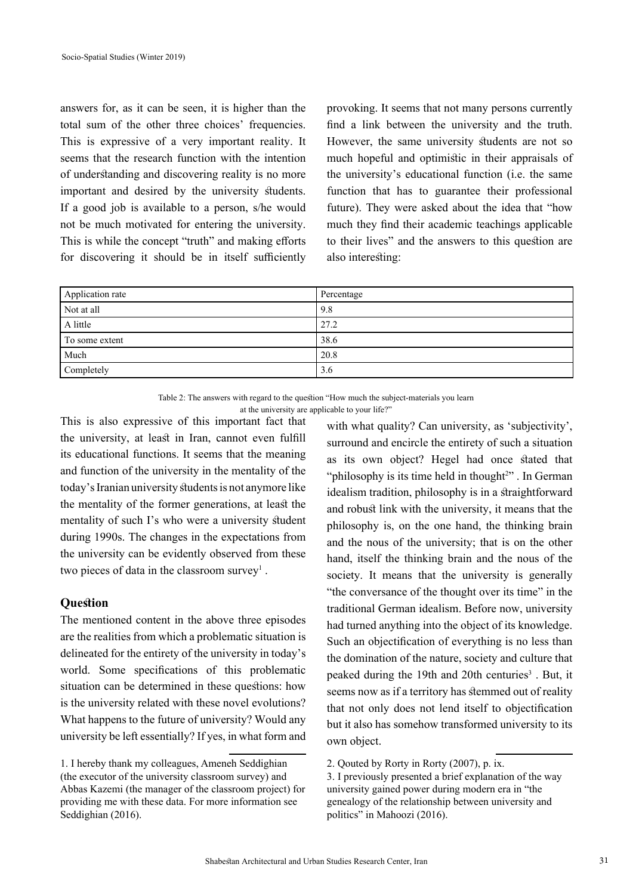answers for, as it can be seen, it is higher than the total sum of the other three choices' frequencies. This is expressive of a very important reality. It seems that the research function with the intention of understanding and discovering reality is no more important and desired by the university students. If a good job is available to a person, s/he would not be much motivated for entering the university. This is while the concept "truth" and making efforts for discovering it should be in itself sufficiently provoking. It seems that not many persons currently find a link between the university and the truth. However, the same university students are not so much hopeful and optimistic in their appraisals of the university's educational function (i.e. the same function that has to guarantee their professional future). They were asked about the idea that "how much they find their academic teachings applicable to their lives" and the answers to this question are also interesting:

| Application rate | Percentage |
|---|---|
| Not at all | 9.8 |
| A little | 27.2 |
| To some extent | 38.6 |
| Much | 20.8 |
| Completely | 3.6 |

Table 2: The answers with regard to the question "How much the subject-materials you learn at the university are applicable to your life?"

This is also expressive of this important fact that the university, at least in Iran, cannot even fulfill its educational functions. It seems that the meaning and function of the university in the mentality of the today's Iranian university students is not anymore like the mentality of the former generations, at least the mentality of such I's who were a university student during 1990s. The changes in the expectations from the university can be evidently observed from these two pieces of data in the classroom survey[1] .

## Question

The mentioned content in the above three episodes are the realities from which a problematic situation is delineated for the entirety of the university in today's world. Some specifications of this problematic situation can be determined in these questions: how is the university related with these novel evolutions? What happens to the future of university? Would any university be left essentially? If yes, in what form and with what quality? Can university, as 'subjectivity', surround and encircle the entirety of such a situation as its own object? Hegel had once stated that "philosophy is its time held in thought[2]" . In German idealism tradition, philosophy is in a straightforward and robust link with the university, it means that the philosophy is, on the one hand, the thinking brain and the nous of the university; that is on the other hand, itself the thinking brain and the nous of the society. It means that the university is generally "the conversance of the thought over its time" in the traditional German idealism. Before now, university had turned anything into the object of its knowledge. Such an objectification of everything is no less than the domination of the nature, society and culture that peaked during the 19th and 20th centuries[3] . But, it seems now as if a territory has stemmed out of reality that not only does not lend itself to objectification but it also has somehow transformed university to its own object.

1. I hereby thank my colleagues, Ameneh Seddighian (the executor of the university classroom survey) and Abbas Kazemi (the manager of the classroom project) for providing me with these data. For more information see Seddighian (2016).

2. Qouted by Rorty in Rorty (2007), p. ix.

3. I previously presented a brief explanation of the way university gained power during modern era in "the genealogy of the relationship between university and politics" in Mahoozi (2016).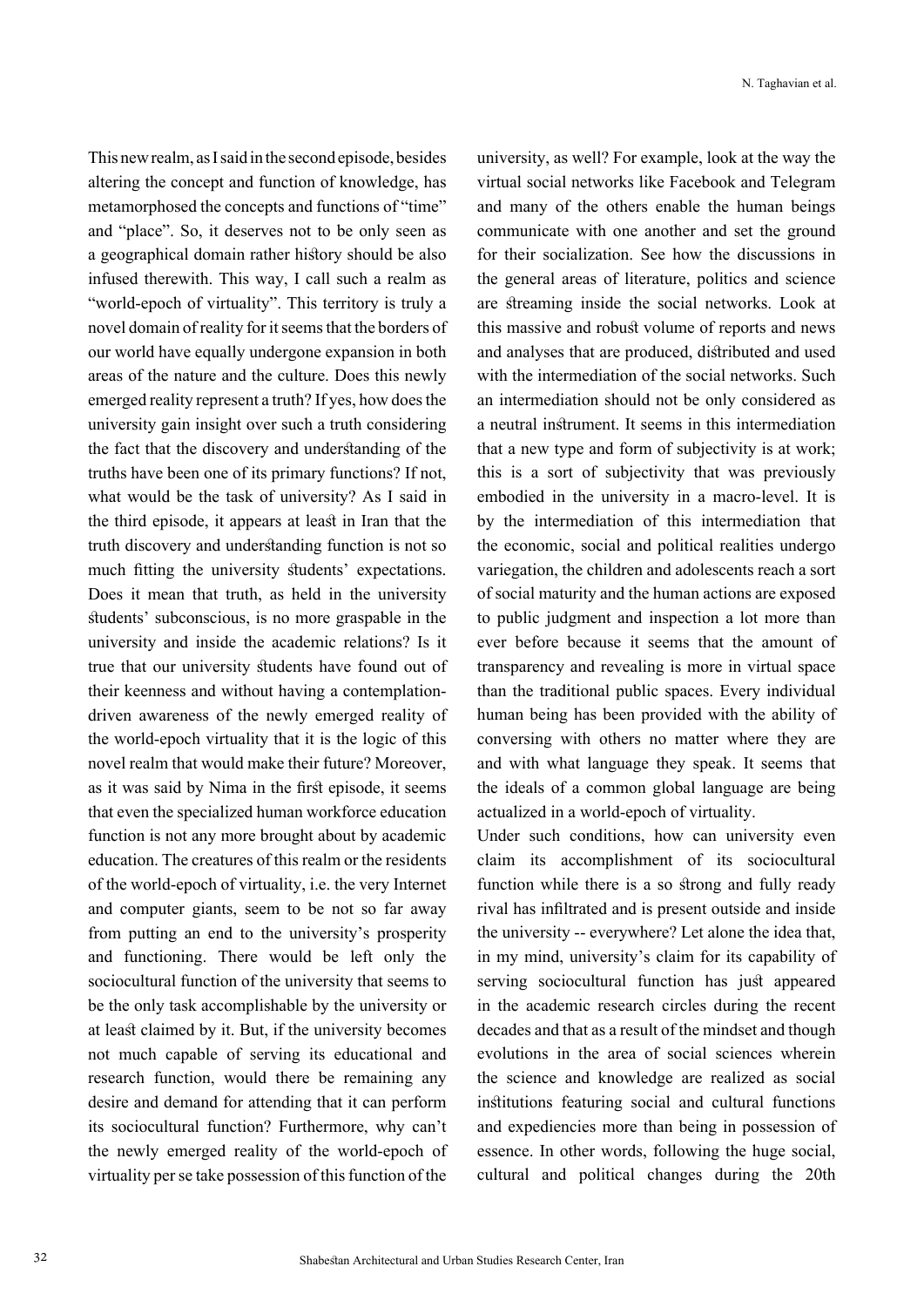This new realm, as I said in the second episode, besides altering the concept and function of knowledge, has metamorphosed the concepts and functions of "time" and "place". So, it deserves not to be only seen as a geographical domain rather history should be also infused therewith. This way, I call such a realm as "world-epoch of virtuality". This territory is truly a novel domain of reality for it seems that the borders of our world have equally undergone expansion in both areas of the nature and the culture. Does this newly emerged reality represent a truth? If yes, how does the university gain insight over such a truth considering the fact that the discovery and understanding of the truths have been one of its primary functions? If not, what would be the task of university? As I said in the third episode, it appears at least in Iran that the truth discovery and understanding function is not so much fitting the university students' expectations. Does it mean that truth, as held in the university students' subconscious, is no more graspable in the university and inside the academic relations? Is it true that our university students have found out of their keenness and without having a contemplation-driven awareness of the newly emerged reality of the world-epoch virtuality that it is the logic of this novel realm that would make their future? Moreover, as it was said by Nima in the first episode, it seems that even the specialized human workforce education function is not any more brought about by academic education. The creatures of this realm or the residents of the world-epoch of virtuality, i.e. the very Internet and computer giants, seem to be not so far away from putting an end to the university's prosperity and functioning. There would be left only the sociocultural function of the university that seems to be the only task accomplishable by the university or at least claimed by it. But, if the university becomes not much capable of serving its educational and research function, would there be remaining any desire and demand for attending that it can perform its sociocultural function? Furthermore, why can't the newly emerged reality of the world-epoch of virtuality per se take possession of this function of the university, as well? For example, look at the way the virtual social networks like Facebook and Telegram and many of the others enable the human beings communicate with one another and set the ground for their socialization. See how the discussions in the general areas of literature, politics and science are streaming inside the social networks. Look at this massive and robust volume of reports and news and analyses that are produced, distributed and used with the intermediation of the social networks. Such an intermediation should not be only considered as a neutral instrument. It seems in this intermediation that a new type and form of subjectivity is at work; this is a sort of subjectivity that was previously embodied in the university in a macro-level. It is by the intermediation of this intermediation that the economic, social and political realities undergo variegation, the children and adolescents reach a sort of social maturity and the human actions are exposed to public judgment and inspection a lot more than ever before because it seems that the amount of transparency and revealing is more in virtual space than the traditional public spaces. Every individual human being has been provided with the ability of conversing with others no matter where they are and with what language they speak. It seems that the ideals of a common global language are being actualized in a world-epoch of virtuality.

Under such conditions, how can university even claim its accomplishment of its sociocultural function while there is a so strong and fully ready rival has infiltrated and is present outside and inside the university -- everywhere? Let alone the idea that, in my mind, university's claim for its capability of serving sociocultural function has just appeared in the academic research circles during the recent decades and that as a result of the mindset and though evolutions in the area of social sciences wherein the science and knowledge are realized as social institutions featuring social and cultural functions and expediencies more than being in possession of essence. In other words, following the huge social, cultural and political changes during the 20th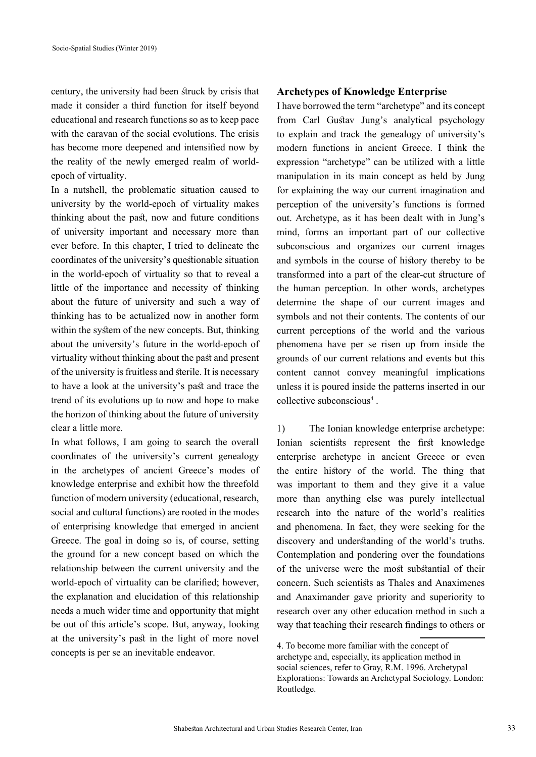century, the university had been struck by crisis that made it consider a third function for itself beyond educational and research functions so as to keep pace with the caravan of the social evolutions. The crisis has become more deepened and intensified now by the reality of the newly emerged realm of world-epoch of virtuality.

In a nutshell, the problematic situation caused to university by the world-epoch of virtuality makes thinking about the past, now and future conditions of university important and necessary more than ever before. In this chapter, I tried to delineate the coordinates of the university's questionable situation in the world-epoch of virtuality so that to reveal a little of the importance and necessity of thinking about the future of university and such a way of thinking has to be actualized now in another form within the system of the new concepts. But, thinking about the university's future in the world-epoch of virtuality without thinking about the past and present of the university is fruitless and sterile. It is necessary to have a look at the university's past and trace the trend of its evolutions up to now and hope to make the horizon of thinking about the future of university clear a little more.

In what follows, I am going to search the overall coordinates of the university's current genealogy in the archetypes of ancient Greece's modes of knowledge enterprise and exhibit how the threefold function of modern university (educational, research, social and cultural functions) are rooted in the modes of enterprising knowledge that emerged in ancient Greece. The goal in doing so is, of course, setting the ground for a new concept based on which the relationship between the current university and the world-epoch of virtuality can be clarified; however, the explanation and elucidation of this relationship needs a much wider time and opportunity that might be out of this article's scope. But, anyway, looking at the university's past in the light of more novel concepts is per se an inevitable endeavor.

## Archetypes of Knowledge Enterprise

I have borrowed the term "archetype" and its concept from Carl Gustav Jung's analytical psychology to explain and track the genealogy of university's modern functions in ancient Greece. I think the expression "archetype" can be utilized with a little manipulation in its main concept as held by Jung for explaining the way our current imagination and perception of the university's functions is formed out. Archetype, as it has been dealt with in Jung's mind, forms an important part of our collective subconscious and organizes our current images and symbols in the course of history thereby to be transformed into a part of the clear-cut structure of the human perception. In other words, archetypes determine the shape of our current images and symbols and not their contents. The contents of our current perceptions of the world and the various phenomena have per se risen up from inside the grounds of our current relations and events but this content cannot convey meaningful implications unless it is poured inside the patterns inserted in our collective subconscious[4] .

1) The Ionian knowledge enterprise archetype: Ionian scientists represent the first knowledge enterprise archetype in ancient Greece or even the entire history of the world. The thing that was important to them and they give it a value more than anything else was purely intellectual research into the nature of the world's realities and phenomena. In fact, they were seeking for the discovery and understanding of the world's truths. Contemplation and pondering over the foundations of the universe were the most substantial of their concern. Such scientists as Thales and Anaximenes and Anaximander gave priority and superiority to research over any other education method in such a way that teaching their research findings to others or

4. To become more familiar with the concept of archetype and, especially, its application method in social sciences, refer to Gray, R.M. 1996. Archetypal Explorations: Towards an Archetypal Sociology. London: Routledge.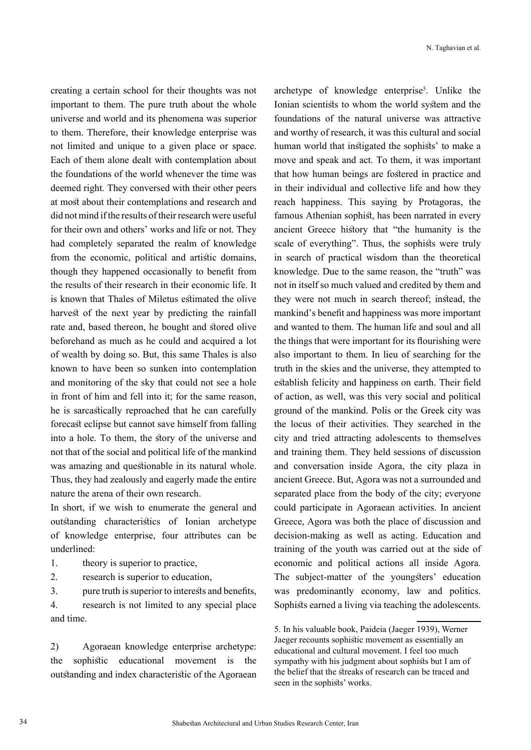creating a certain school for their thoughts was not important to them. The pure truth about the whole universe and world and its phenomena was superior to them. Therefore, their knowledge enterprise was not limited and unique to a given place or space. Each of them alone dealt with contemplation about the foundations of the world whenever the time was deemed right. They conversed with their other peers at most about their contemplations and research and did not mind if the results of their research were useful for their own and others' works and life or not. They had completely separated the realm of knowledge from the economic, political and artistic domains, though they happened occasionally to benefit from the results of their research in their economic life. It is known that Thales of Miletus estimated the olive harvest of the next year by predicting the rainfall rate and, based thereon, he bought and stored olive beforehand as much as he could and acquired a lot of wealth by doing so. But, this same Thales is also known to have been so sunken into contemplation and monitoring of the sky that could not see a hole in front of him and fell into it; for the same reason, he is sarcastically reproached that he can carefully forecast eclipse but cannot save himself from falling into a hole. To them, the story of the universe and not that of the social and political life of the mankind was amazing and questionable in its natural whole. Thus, they had zealously and eagerly made the entire nature the arena of their own research.

In short, if we wish to enumerate the general and outstanding characteristics of Ionian archetype of knowledge enterprise, four attributes can be underlined:

1. theory is superior to practice,
2. research is superior to education,
3. pure truth is superior to interests and benefits,
4. research is not limited to any special place and time.

2) Agoraean knowledge enterprise archetype: the sophistic educational movement is the outstanding and index characteristic of the Agoraean archetype of knowledge enterprise[5]. Unlike the Ionian scientists to whom the world system and the foundations of the natural universe was attractive and worthy of research, it was this cultural and social human world that instigated the sophists' to make a move and speak and act. To them, it was important that how human beings are fostered in practice and in their individual and collective life and how they reach happiness. This saying by Protagoras, the famous Athenian sophist, has been narrated in every ancient Greece history that "the humanity is the scale of everything". Thus, the sophists were truly in search of practical wisdom than the theoretical knowledge. Due to the same reason, the "truth" was not in itself so much valued and credited by them and they were not much in search thereof; instead, the mankind's benefit and happiness was more important and wanted to them. The human life and soul and all the things that were important for its flourishing were also important to them. In lieu of searching for the truth in the skies and the universe, they attempted to establish felicity and happiness on earth. Their field of action, as well, was this very social and political ground of the mankind. Polis or the Greek city was the locus of their activities. They searched in the city and tried attracting adolescents to themselves and training them. They held sessions of discussion and conversation inside Agora, the city plaza in ancient Greece. But, Agora was not a surrounded and separated place from the body of the city; everyone could participate in Agoraean activities. In ancient Greece, Agora was both the place of discussion and decision-making as well as acting. Education and training of the youth was carried out at the side of economic and political actions all inside Agora. The subject-matter of the youngsters' education was predominantly economy, law and politics. Sophists earned a living via teaching the adolescents.

5. In his valuable book, Paideia (Jaeger 1939), Werner Jaeger recounts sophistic movement as essentially an educational and cultural movement. I feel too much sympathy with his judgment about sophists but I am of the belief that the streaks of research can be traced and seen in the sophists' works.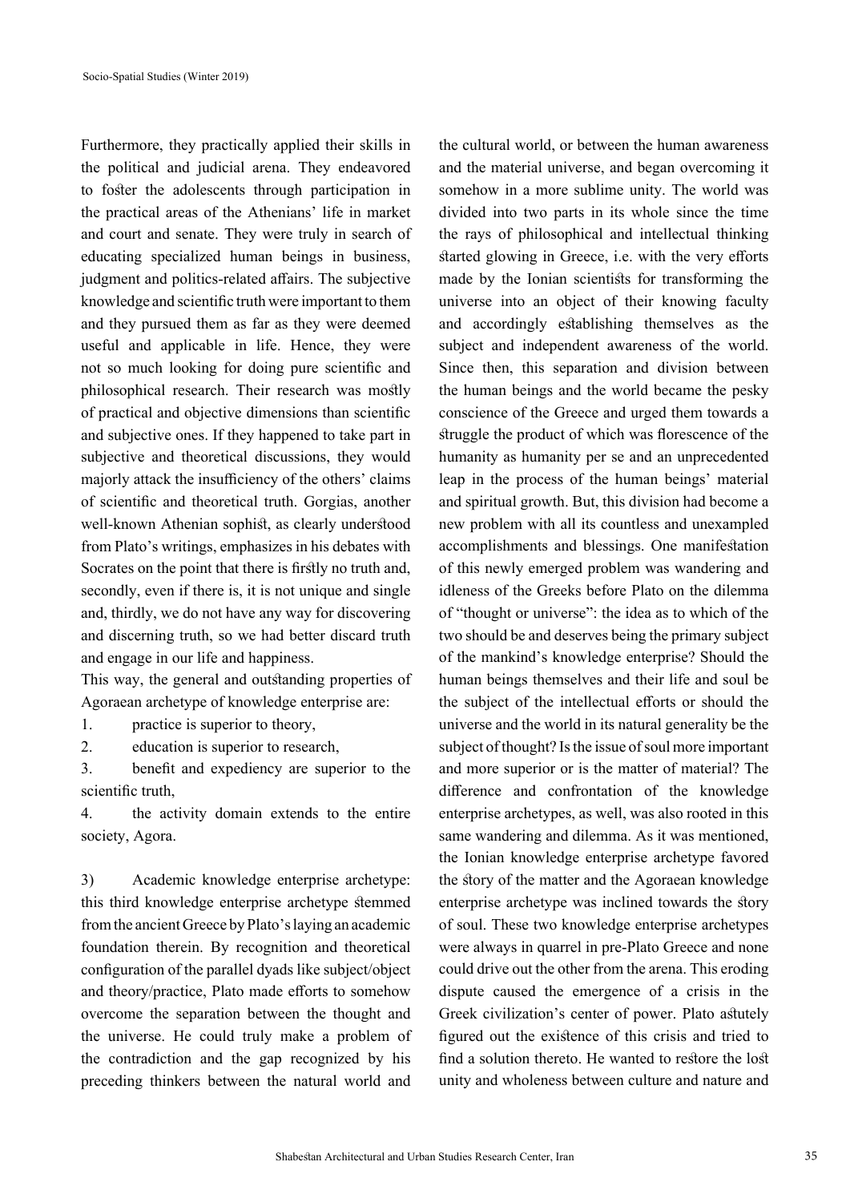Furthermore, they practically applied their skills in the political and judicial arena. They endeavored to foster the adolescents through participation in the practical areas of the Athenians' life in market and court and senate. They were truly in search of educating specialized human beings in business, judgment and politics-related affairs. The subjective knowledge and scientific truth were important to them and they pursued them as far as they were deemed useful and applicable in life. Hence, they were not so much looking for doing pure scientific and philosophical research. Their research was mostly of practical and objective dimensions than scientific and subjective ones. If they happened to take part in subjective and theoretical discussions, they would majorly attack the insufficiency of the others' claims of scientific and theoretical truth. Gorgias, another well-known Athenian sophist, as clearly understood from Plato's writings, emphasizes in his debates with Socrates on the point that there is firstly no truth and, secondly, even if there is, it is not unique and single and, thirdly, we do not have any way for discovering and discerning truth, so we had better discard truth and engage in our life and happiness.

This way, the general and outstanding properties of Agoraean archetype of knowledge enterprise are:

1. practice is superior to theory,
2. education is superior to research,
3. benefit and expediency are superior to the scientific truth,
4. the activity domain extends to the entire society, Agora.

3) Academic knowledge enterprise archetype: this third knowledge enterprise archetype stemmed from the ancient Greece by Plato's laying an academic foundation therein. By recognition and theoretical configuration of the parallel dyads like subject/object and theory/practice, Plato made efforts to somehow overcome the separation between the thought and the universe. He could truly make a problem of the contradiction and the gap recognized by his preceding thinkers between the natural world and the cultural world, or between the human awareness and the material universe, and began overcoming it somehow in a more sublime unity. The world was divided into two parts in its whole since the time the rays of philosophical and intellectual thinking started glowing in Greece, i.e. with the very efforts made by the Ionian scientists for transforming the universe into an object of their knowing faculty and accordingly establishing themselves as the subject and independent awareness of the world. Since then, this separation and division between the human beings and the world became the pesky conscience of the Greece and urged them towards a struggle the product of which was florescence of the humanity as humanity per se and an unprecedented leap in the process of the human beings' material and spiritual growth. But, this division had become a new problem with all its countless and unexampled accomplishments and blessings. One manifestation of this newly emerged problem was wandering and idleness of the Greeks before Plato on the dilemma of "thought or universe": the idea as to which of the two should be and deserves being the primary subject of the mankind's knowledge enterprise? Should the human beings themselves and their life and soul be the subject of the intellectual efforts or should the universe and the world in its natural generality be the subject of thought? Is the issue of soul more important and more superior or is the matter of material? The difference and confrontation of the knowledge enterprise archetypes, as well, was also rooted in this same wandering and dilemma. As it was mentioned, the Ionian knowledge enterprise archetype favored the story of the matter and the Agoraean knowledge enterprise archetype was inclined towards the story of soul. These two knowledge enterprise archetypes were always in quarrel in pre-Plato Greece and none could drive out the other from the arena. This eroding dispute caused the emergence of a crisis in the Greek civilization's center of power. Plato astutely figured out the existence of this crisis and tried to find a solution thereto. He wanted to restore the lost unity and wholeness between culture and nature and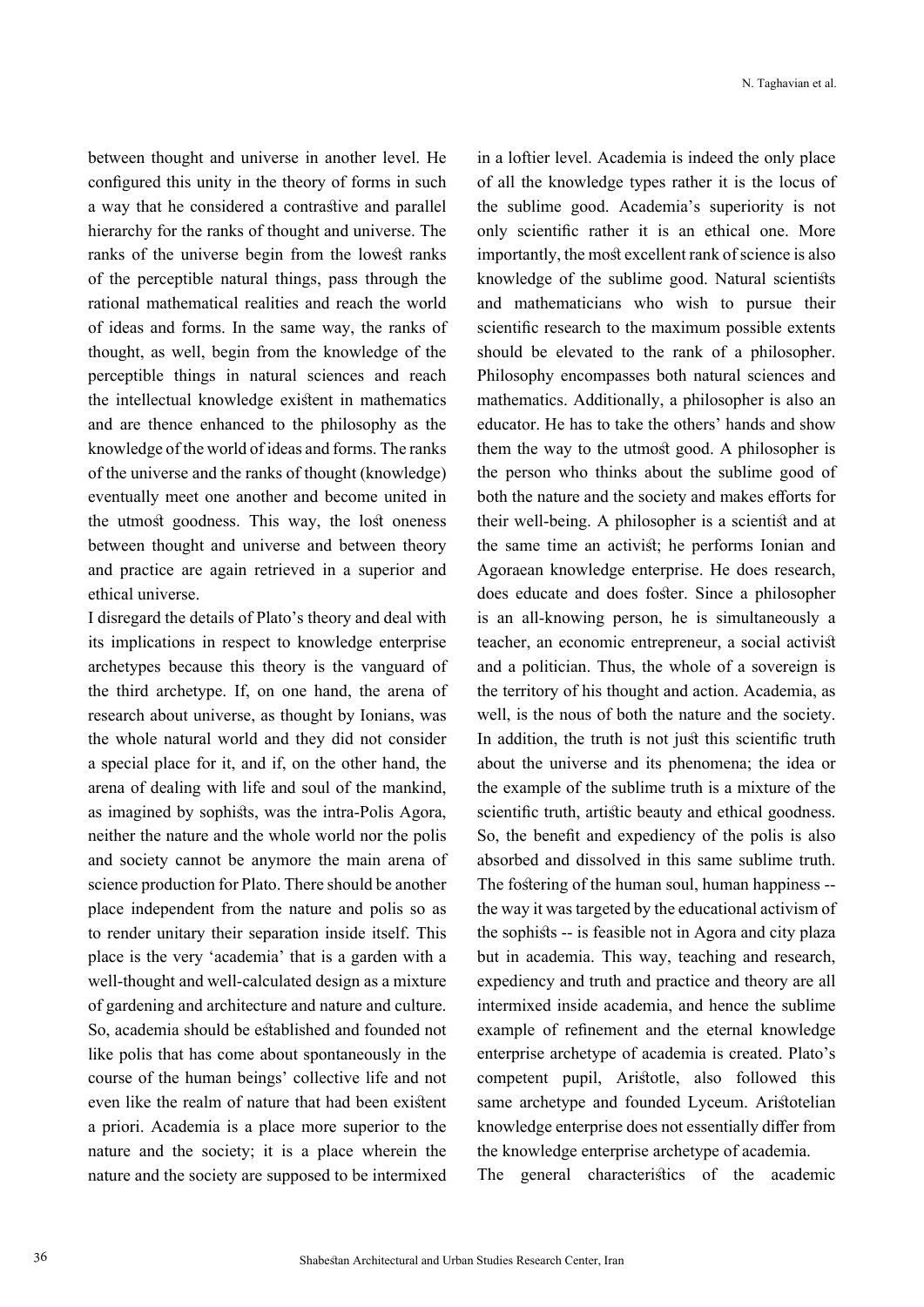between thought and universe in another level. He configured this unity in the theory of forms in such a way that he considered a contrastive and parallel hierarchy for the ranks of thought and universe. The ranks of the universe begin from the lowest ranks of the perceptible natural things, pass through the rational mathematical realities and reach the world of ideas and forms. In the same way, the ranks of thought, as well, begin from the knowledge of the perceptible things in natural sciences and reach the intellectual knowledge existent in mathematics and are thence enhanced to the philosophy as the knowledge of the world of ideas and forms. The ranks of the universe and the ranks of thought (knowledge) eventually meet one another and become united in the utmost goodness. This way, the lost oneness between thought and universe and between theory and practice are again retrieved in a superior and ethical universe.

I disregard the details of Plato's theory and deal with its implications in respect to knowledge enterprise archetypes because this theory is the vanguard of the third archetype. If, on one hand, the arena of research about universe, as thought by Ionians, was the whole natural world and they did not consider a special place for it, and if, on the other hand, the arena of dealing with life and soul of the mankind, as imagined by sophists, was the intra-Polis Agora, neither the nature and the whole world nor the polis and society cannot be anymore the main arena of science production for Plato. There should be another place independent from the nature and polis so as to render unitary their separation inside itself. This place is the very 'academia' that is a garden with a well-thought and well-calculated design as a mixture of gardening and architecture and nature and culture. So, academia should be established and founded not like polis that has come about spontaneously in the course of the human beings' collective life and not even like the realm of nature that had been existent a priori. Academia is a place more superior to the nature and the society; it is a place wherein the nature and the society are supposed to be intermixed in a loftier level. Academia is indeed the only place of all the knowledge types rather it is the locus of the sublime good. Academia's superiority is not only scientific rather it is an ethical one. More importantly, the most excellent rank of science is also knowledge of the sublime good. Natural scientists and mathematicians who wish to pursue their scientific research to the maximum possible extents should be elevated to the rank of a philosopher. Philosophy encompasses both natural sciences and mathematics. Additionally, a philosopher is also an educator. He has to take the others' hands and show them the way to the utmost good. A philosopher is the person who thinks about the sublime good of both the nature and the society and makes efforts for their well-being. A philosopher is a scientist and at the same time an activist; he performs Ionian and Agoraean knowledge enterprise. He does research, does educate and does foster. Since a philosopher is an all-knowing person, he is simultaneously a teacher, an economic entrepreneur, a social activist and a politician. Thus, the whole of a sovereign is the territory of his thought and action. Academia, as well, is the nous of both the nature and the society. In addition, the truth is not just this scientific truth about the universe and its phenomena; the idea or the example of the sublime truth is a mixture of the scientific truth, artistic beauty and ethical goodness. So, the benefit and expediency of the polis is also absorbed and dissolved in this same sublime truth. The fostering of the human soul, human happiness -- the way it was targeted by the educational activism of the sophists -- is feasible not in Agora and city plaza but in academia. This way, teaching and research, expediency and truth and practice and theory are all intermixed inside academia, and hence the sublime example of refinement and the eternal knowledge enterprise archetype of academia is created. Plato's competent pupil, Aristotle, also followed this same archetype and founded Lyceum. Aristotelian knowledge enterprise does not essentially differ from the knowledge enterprise archetype of academia.

The general characteristics of the academic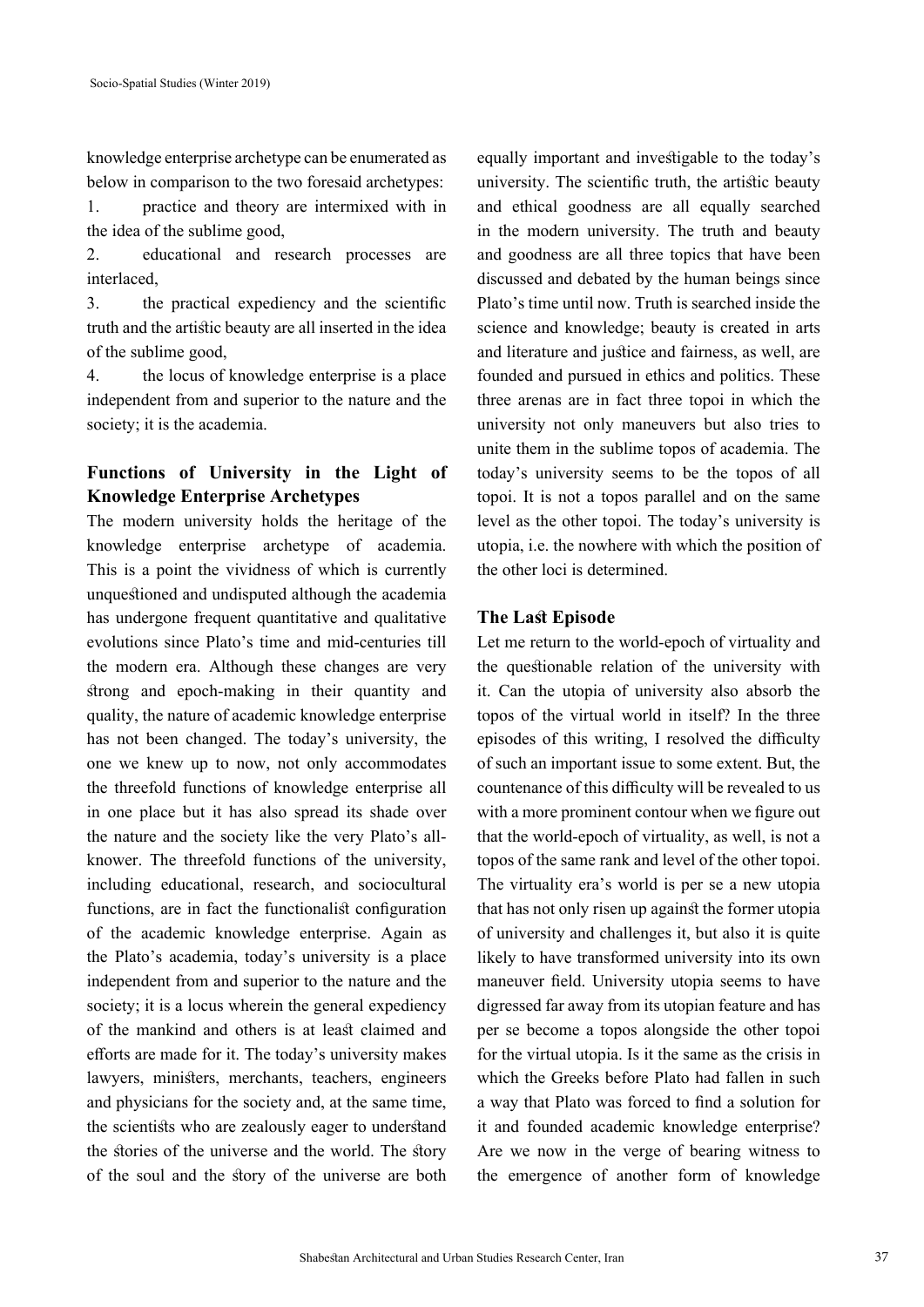knowledge enterprise archetype can be enumerated as below in comparison to the two foresaid archetypes:

1. practice and theory are intermixed with in the idea of the sublime good,
2. educational and research processes are interlaced,
3. the practical expediency and the scientific truth and the artistic beauty are all inserted in the idea of the sublime good,
4. the locus of knowledge enterprise is a place independent from and superior to the nature and the society; it is the academia.

## Functions of University in the Light of Knowledge Enterprise Archetypes

The modern university holds the heritage of the knowledge enterprise archetype of academia. This is a point the vividness of which is currently unquestioned and undisputed although the academia has undergone frequent quantitative and qualitative evolutions since Plato's time and mid-centuries till the modern era. Although these changes are very strong and epoch-making in their quantity and quality, the nature of academic knowledge enterprise has not been changed. The today's university, the one we knew up to now, not only accommodates the threefold functions of knowledge enterprise all in one place but it has also spread its shade over the nature and the society like the very Plato's all-knower. The threefold functions of the university, including educational, research, and sociocultural functions, are in fact the functionalist configuration of the academic knowledge enterprise. Again as the Plato's academia, today's university is a place independent from and superior to the nature and the society; it is a locus wherein the general expediency of the mankind and others is at least claimed and efforts are made for it. The today's university makes lawyers, ministers, merchants, teachers, engineers and physicians for the society and, at the same time, the scientists who are zealously eager to understand the stories of the universe and the world. The story of the soul and the story of the universe are both equally important and investigable to the today's university. The scientific truth, the artistic beauty and ethical goodness are all equally searched in the modern university. The truth and beauty and goodness are all three topics that have been discussed and debated by the human beings since Plato's time until now. Truth is searched inside the science and knowledge; beauty is created in arts and literature and justice and fairness, as well, are founded and pursued in ethics and politics. These three arenas are in fact three topoi in which the university not only maneuvers but also tries to unite them in the sublime topos of academia. The today's university seems to be the topos of all topoi. It is not a topos parallel and on the same level as the other topoi. The today's university is utopia, i.e. the nowhere with which the position of the other loci is determined.

## The Last Episode

Let me return to the world-epoch of virtuality and the questionable relation of the university with it. Can the utopia of university also absorb the topos of the virtual world in itself? In the three episodes of this writing, I resolved the difficulty of such an important issue to some extent. But, the countenance of this difficulty will be revealed to us with a more prominent contour when we figure out that the world-epoch of virtuality, as well, is not a topos of the same rank and level of the other topoi. The virtuality era's world is per se a new utopia that has not only risen up against the former utopia of university and challenges it, but also it is quite likely to have transformed university into its own maneuver field. University utopia seems to have digressed far away from its utopian feature and has per se become a topos alongside the other topoi for the virtual utopia. Is it the same as the crisis in which the Greeks before Plato had fallen in such a way that Plato was forced to find a solution for it and founded academic knowledge enterprise? Are we now in the verge of bearing witness to the emergence of another form of knowledge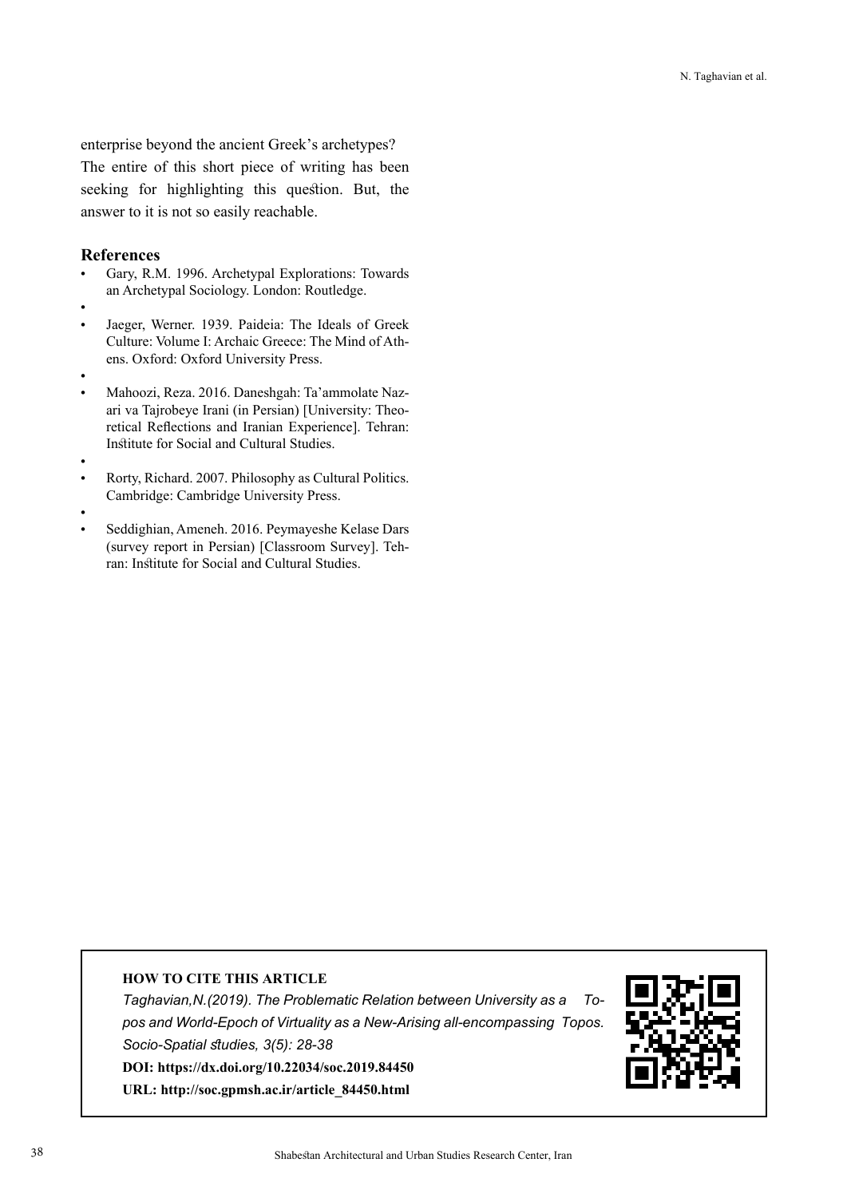enterprise beyond the ancient Greek's archetypes? The entire of this short piece of writing has been seeking for highlighting this question. But, the answer to it is not so easily reachable.

## References

- Gary, R.M. 1996. Archetypal Explorations: Towards an Archetypal Sociology. London: Routledge.
- Jaeger, Werner. 1939. Paideia: The Ideals of Greek Culture: Volume I: Archaic Greece: The Mind of Athens. Oxford: Oxford University Press.
- Mahoozi, Reza. 2016. Daneshgah: Ta'ammolate Nazari va Tajrobeye Irani (in Persian) [University: Theoretical Reflections and Iranian Experience]. Tehran: Institute for Social and Cultural Studies.
- Rorty, Richard. 2007. Philosophy as Cultural Politics. Cambridge: Cambridge University Press.
- Seddighian, Ameneh. 2016. Peymayeshe Kelase Dars (survey report in Persian) [Classroom Survey]. Tehran: Institute for Social and Cultural Studies.

**HOW TO CITE THIS ARTICLE**

*Taghavian,N.(2019). The Problematic Relation between University as a Topos and World-Epoch of Virtuality as a New-Arising all-encompassing Topos. Socio-Spatial studies, 3(5): 28-38*

**DOI: https://dx.doi.org/10.22034/soc.2019.84450**

**URL: http://soc.gpmsh.ac.ir/article_84450.html**